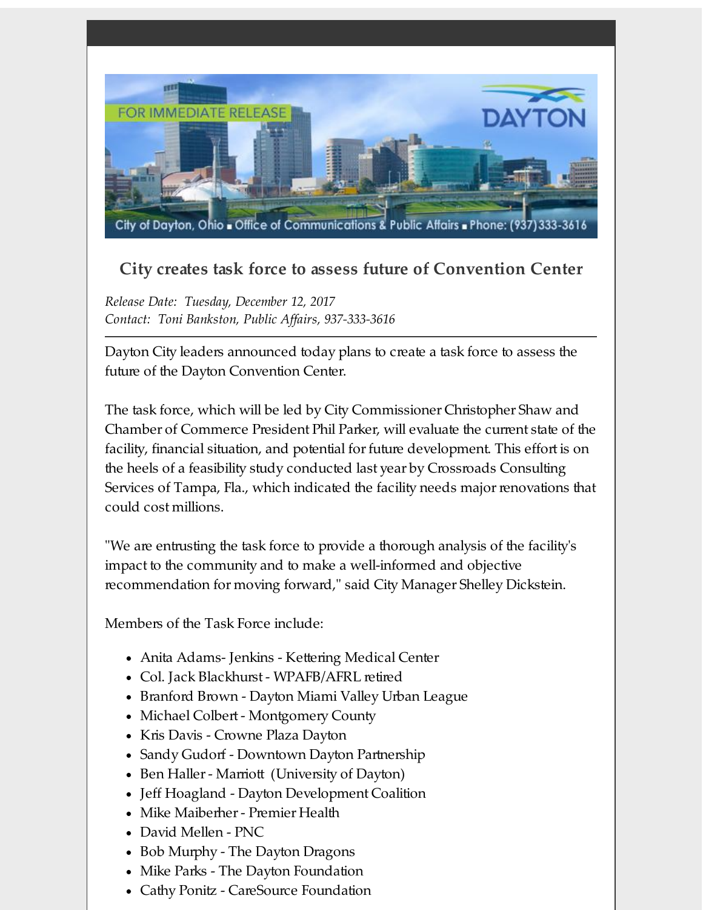FOR IMMEDIATE RELEASE

DAYTON

City of Dayton, Ohio ▪ Office of Communications & Public Affairs ▪ Phone: (937)333-3616

## City creates task force to assess future of Convention Center

*Release Date: Tuesday, December 12, 2017*
*Contact: Toni Bankston, Public Affairs, 937-333-3616*

---

Dayton City leaders announced today plans to create a task force to assess the future of the Dayton Convention Center.

The task force, which will be led by City Commissioner Christopher Shaw and Chamber of Commerce President Phil Parker, will evaluate the current state of the facility, financial situation, and potential for future development. This effort is on the heels of a feasibility study conducted last year by Crossroads Consulting Services of Tampa, Fla., which indicated the facility needs major renovations that could cost millions.

"We are entrusting the task force to provide a thorough analysis of the facility's impact to the community and to make a well-informed and objective recommendation for moving forward," said City Manager Shelley Dickstein.

Members of the Task Force include:

- Anita Adams- Jenkins - Kettering Medical Center
- Col. Jack Blackhurst - WPAFB/AFRL retired
- Branford Brown - Dayton Miami Valley Urban League
- Michael Colbert - Montgomery County
- Kris Davis - Crowne Plaza Dayton
- Sandy Gudorf - Downtown Dayton Partnership
- Ben Haller - Marriott (University of Dayton)
- Jeff Hoagland - Dayton Development Coalition
- Mike Maiberher - Premier Health
- David Mellen - PNC
- Bob Murphy - The Dayton Dragons
- Mike Parks - The Dayton Foundation
- Cathy Ponitz - CareSource Foundation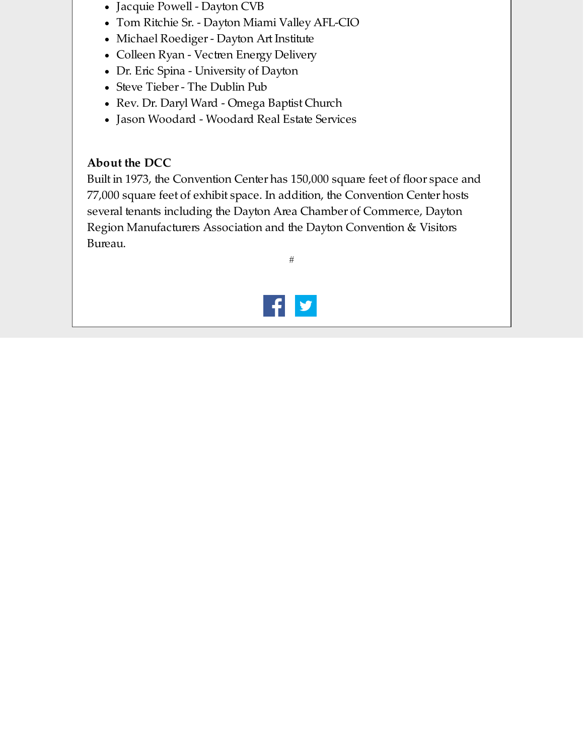- Jacquie Powell - Dayton CVB
- Tom Ritchie Sr. - Dayton Miami Valley AFL-CIO
- Michael Roediger - Dayton Art Institute
- Colleen Ryan - Vectren Energy Delivery
- Dr. Eric Spina - University of Dayton
- Steve Tieber - The Dublin Pub
- Rev. Dr. Daryl Ward - Omega Baptist Church
- Jason Woodard - Woodard Real Estate Services

**About the DCC**

Built in 1973, the Convention Center has 150,000 square feet of floor space and 77,000 square feet of exhibit space. In addition, the Convention Center hosts several tenants including the Dayton Area Chamber of Commerce, Dayton Region Manufacturers Association and the Dayton Convention & Visitors Bureau.

#